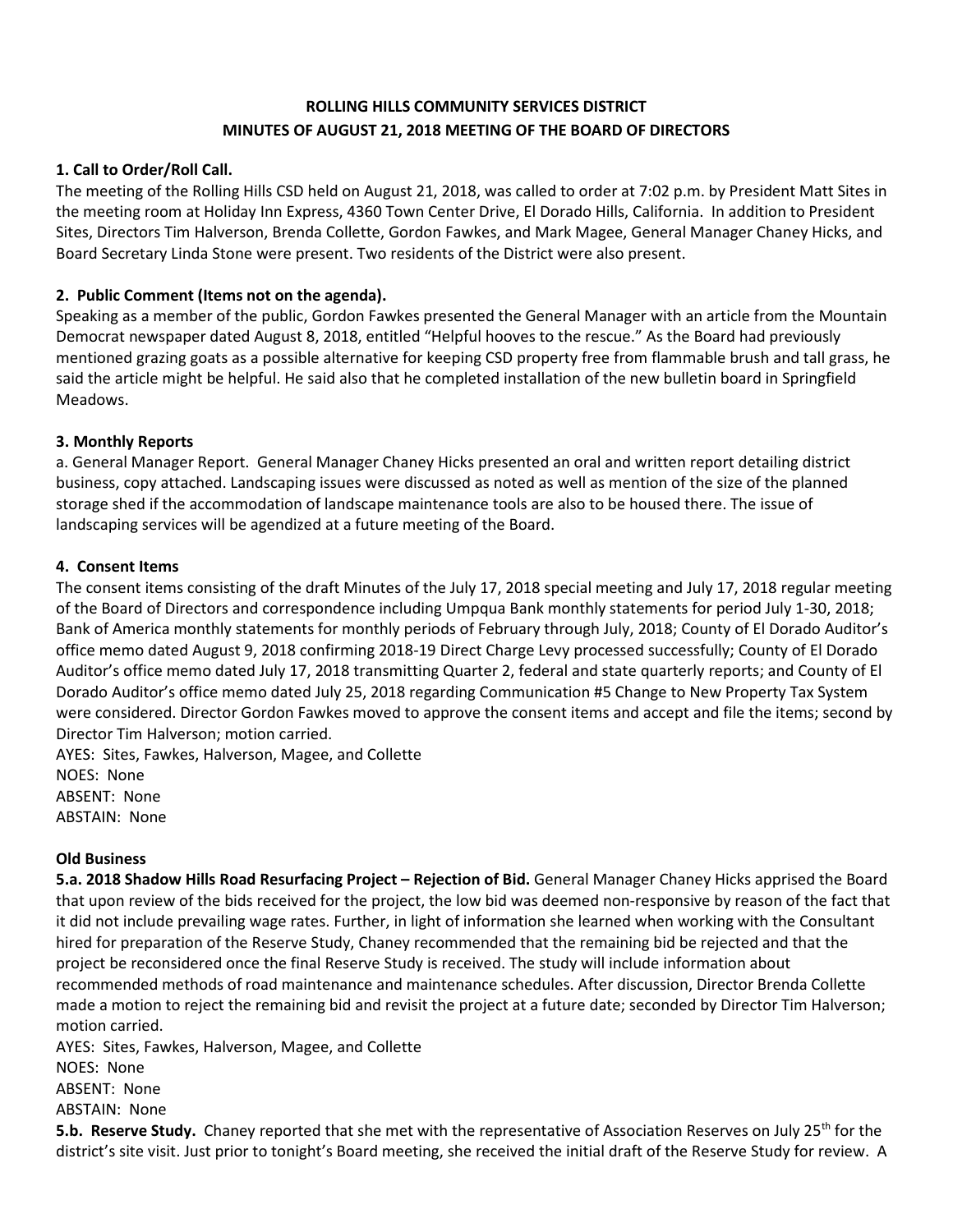**ROLLING HILLS COMMUNITY SERVICES DISTRICT**
**MINUTES OF AUGUST 21, 2018 MEETING OF THE BOARD OF DIRECTORS**

**1. Call to Order/Roll Call.**

The meeting of the Rolling Hills CSD held on August 21, 2018, was called to order at 7:02 p.m. by President Matt Sites in the meeting room at Holiday Inn Express, 4360 Town Center Drive, El Dorado Hills, California. In addition to President Sites, Directors Tim Halverson, Brenda Collette, Gordon Fawkes, and Mark Magee, General Manager Chaney Hicks, and Board Secretary Linda Stone were present. Two residents of the District were also present.

**2. Public Comment (Items not on the agenda).**

Speaking as a member of the public, Gordon Fawkes presented the General Manager with an article from the Mountain Democrat newspaper dated August 8, 2018, entitled "Helpful hooves to the rescue." As the Board had previously mentioned grazing goats as a possible alternative for keeping CSD property free from flammable brush and tall grass, he said the article might be helpful. He said also that he completed installation of the new bulletin board in Springfield Meadows.

**3. Monthly Reports**

a. General Manager Report. General Manager Chaney Hicks presented an oral and written report detailing district business, copy attached. Landscaping issues were discussed as noted as well as mention of the size of the planned storage shed if the accommodation of landscape maintenance tools are also to be housed there. The issue of landscaping services will be agendized at a future meeting of the Board.

**4. Consent Items**

The consent items consisting of the draft Minutes of the July 17, 2018 special meeting and July 17, 2018 regular meeting of the Board of Directors and correspondence including Umpqua Bank monthly statements for period July 1-30, 2018; Bank of America monthly statements for monthly periods of February through July, 2018; County of El Dorado Auditor's office memo dated August 9, 2018 confirming 2018-19 Direct Charge Levy processed successfully; County of El Dorado Auditor's office memo dated July 17, 2018 transmitting Quarter 2, federal and state quarterly reports; and County of El Dorado Auditor's office memo dated July 25, 2018 regarding Communication #5 Change to New Property Tax System were considered. Director Gordon Fawkes moved to approve the consent items and accept and file the items; second by Director Tim Halverson; motion carried.

AYES: Sites, Fawkes, Halverson, Magee, and Collette
NOES: None
ABSENT: None
ABSTAIN: None

**Old Business**

**5.a. 2018 Shadow Hills Road Resurfacing Project – Rejection of Bid.** General Manager Chaney Hicks apprised the Board that upon review of the bids received for the project, the low bid was deemed non-responsive by reason of the fact that it did not include prevailing wage rates. Further, in light of information she learned when working with the Consultant hired for preparation of the Reserve Study, Chaney recommended that the remaining bid be rejected and that the project be reconsidered once the final Reserve Study is received. The study will include information about recommended methods of road maintenance and maintenance schedules. After discussion, Director Brenda Collette made a motion to reject the remaining bid and revisit the project at a future date; seconded by Director Tim Halverson; motion carried.

AYES: Sites, Fawkes, Halverson, Magee, and Collette
NOES: None
ABSENT: None
ABSTAIN: None

**5.b. Reserve Study.** Chaney reported that she met with the representative of Association Reserves on July 25th for the district's site visit. Just prior to tonight's Board meeting, she received the initial draft of the Reserve Study for review. A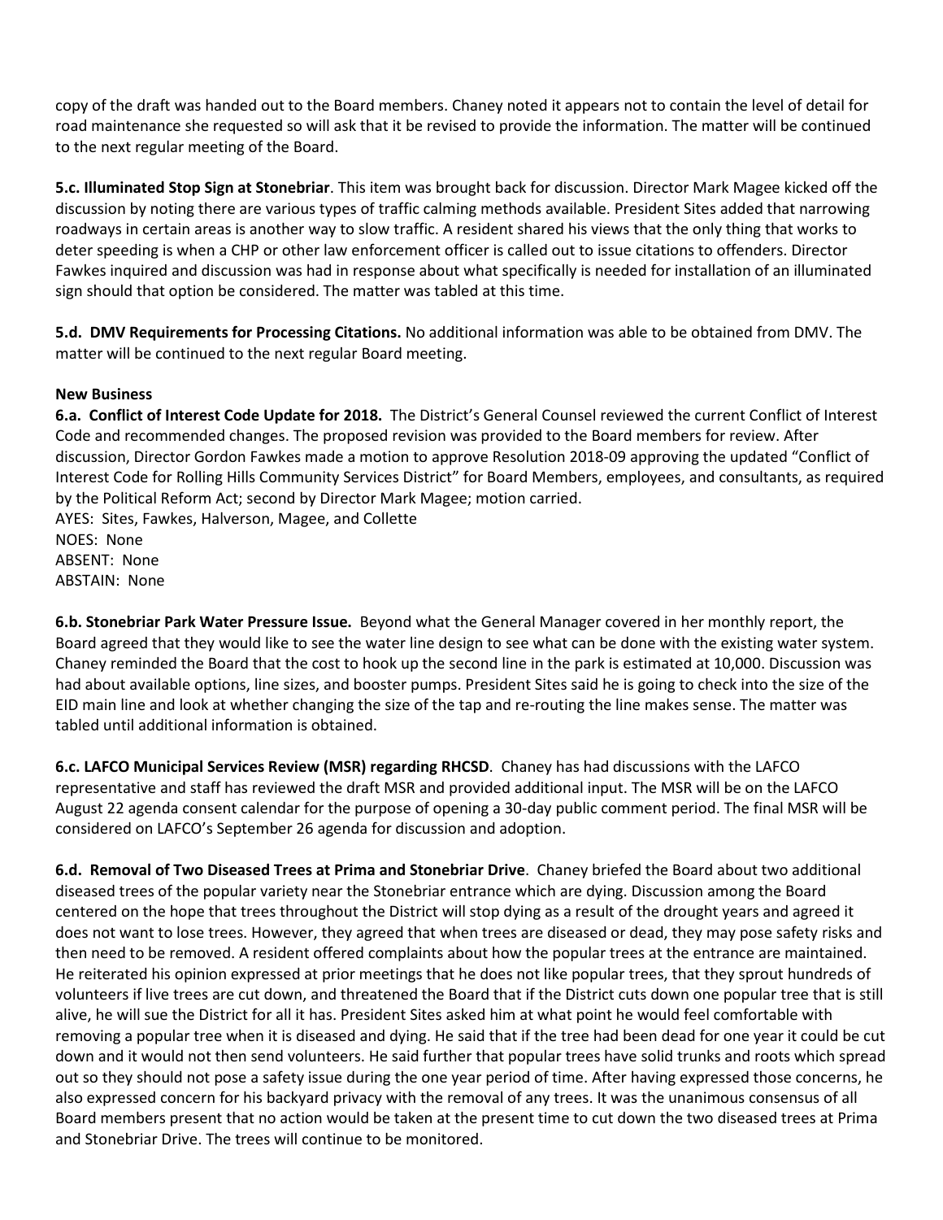copy of the draft was handed out to the Board members. Chaney noted it appears not to contain the level of detail for road maintenance she requested so will ask that it be revised to provide the information. The matter will be continued to the next regular meeting of the Board.

**5.c. Illuminated Stop Sign at Stonebriar**. This item was brought back for discussion. Director Mark Magee kicked off the discussion by noting there are various types of traffic calming methods available. President Sites added that narrowing roadways in certain areas is another way to slow traffic. A resident shared his views that the only thing that works to deter speeding is when a CHP or other law enforcement officer is called out to issue citations to offenders. Director Fawkes inquired and discussion was had in response about what specifically is needed for installation of an illuminated sign should that option be considered. The matter was tabled at this time.

**5.d. DMV Requirements for Processing Citations.** No additional information was able to be obtained from DMV. The matter will be continued to the next regular Board meeting.

**New Business**

**6.a. Conflict of Interest Code Update for 2018.** The District's General Counsel reviewed the current Conflict of Interest Code and recommended changes. The proposed revision was provided to the Board members for review. After discussion, Director Gordon Fawkes made a motion to approve Resolution 2018-09 approving the updated "Conflict of Interest Code for Rolling Hills Community Services District" for Board Members, employees, and consultants, as required by the Political Reform Act; second by Director Mark Magee; motion carried.

AYES: Sites, Fawkes, Halverson, Magee, and Collette
NOES: None
ABSENT: None
ABSTAIN: None

**6.b. Stonebriar Park Water Pressure Issue.** Beyond what the General Manager covered in her monthly report, the Board agreed that they would like to see the water line design to see what can be done with the existing water system. Chaney reminded the Board that the cost to hook up the second line in the park is estimated at 10,000. Discussion was had about available options, line sizes, and booster pumps. President Sites said he is going to check into the size of the EID main line and look at whether changing the size of the tap and re-routing the line makes sense. The matter was tabled until additional information is obtained.

**6.c. LAFCO Municipal Services Review (MSR) regarding RHCSD**. Chaney has had discussions with the LAFCO representative and staff has reviewed the draft MSR and provided additional input. The MSR will be on the LAFCO August 22 agenda consent calendar for the purpose of opening a 30-day public comment period. The final MSR will be considered on LAFCO's September 26 agenda for discussion and adoption.

**6.d. Removal of Two Diseased Trees at Prima and Stonebriar Drive**. Chaney briefed the Board about two additional diseased trees of the popular variety near the Stonebriar entrance which are dying. Discussion among the Board centered on the hope that trees throughout the District will stop dying as a result of the drought years and agreed it does not want to lose trees. However, they agreed that when trees are diseased or dead, they may pose safety risks and then need to be removed. A resident offered complaints about how the popular trees at the entrance are maintained. He reiterated his opinion expressed at prior meetings that he does not like popular trees, that they sprout hundreds of volunteers if live trees are cut down, and threatened the Board that if the District cuts down one popular tree that is still alive, he will sue the District for all it has. President Sites asked him at what point he would feel comfortable with removing a popular tree when it is diseased and dying. He said that if the tree had been dead for one year it could be cut down and it would not then send volunteers. He said further that popular trees have solid trunks and roots which spread out so they should not pose a safety issue during the one year period of time. After having expressed those concerns, he also expressed concern for his backyard privacy with the removal of any trees. It was the unanimous consensus of all Board members present that no action would be taken at the present time to cut down the two diseased trees at Prima and Stonebriar Drive. The trees will continue to be monitored.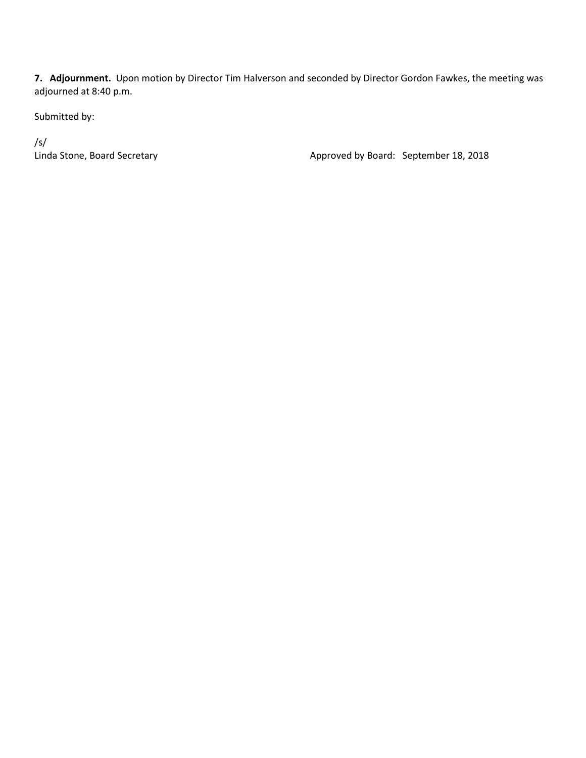**7. Adjournment.** Upon motion by Director Tim Halverson and seconded by Director Gordon Fawkes, the meeting was adjourned at 8:40 p.m.

Submitted by:

/s/
Linda Stone, Board Secretary

Approved by Board: September 18, 2018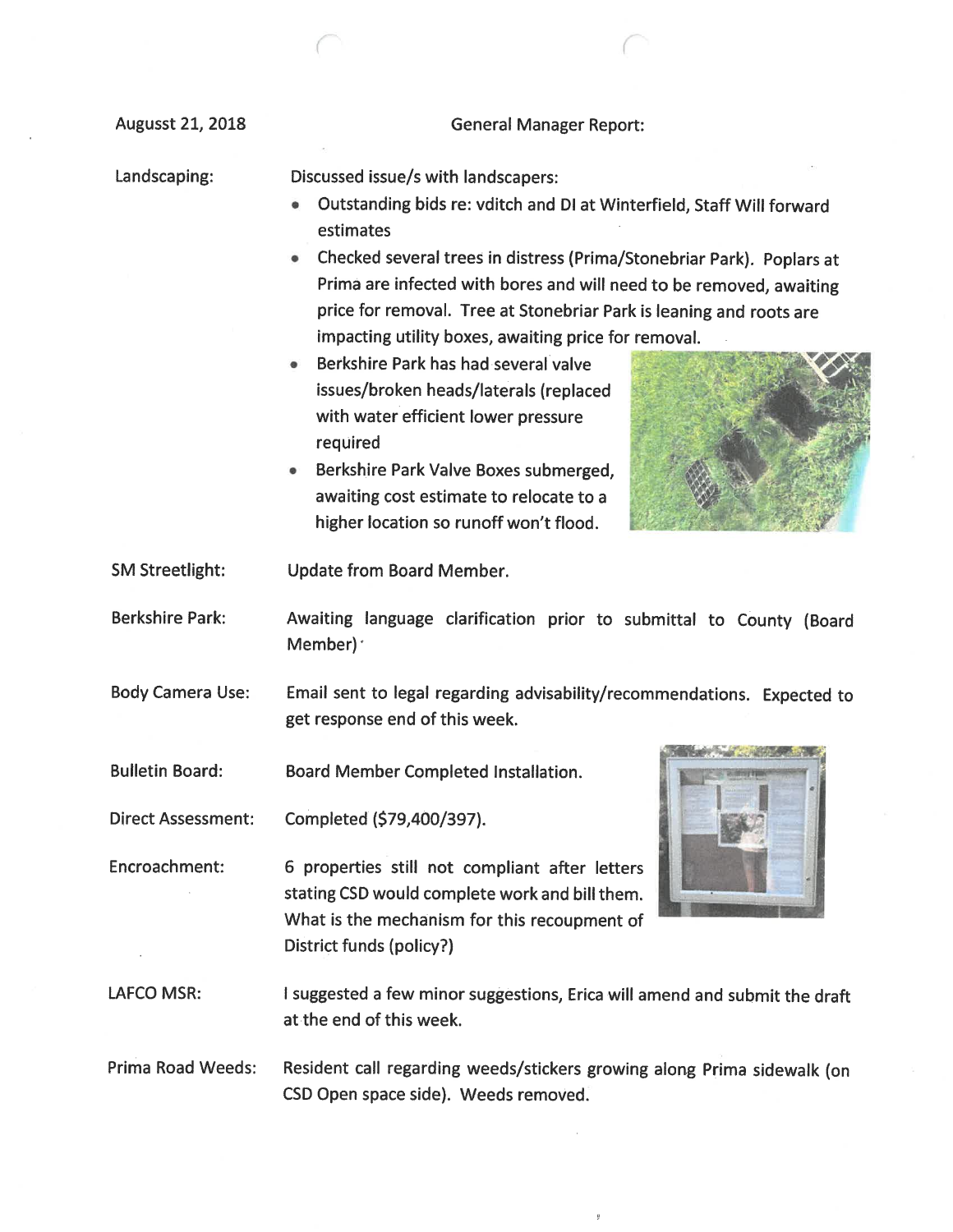Augusst 21, 2018 General Manager Report:

**Landscaping:** Discussed issue/s with landscapers:

- Outstanding bids re: vditch and DI at Winterfield, Staff Will forward estimates
- Checked several trees in distress (Prima/Stonebriar Park). Poplars at Prima are infected with bores and will need to be removed, awaiting price for removal. Tree at Stonebriar Park is leaning and roots are impacting utility boxes, awaiting price for removal.
- Berkshire Park has had several valve issues/broken heads/laterals (replaced with water efficient lower pressure required
- Berkshire Park Valve Boxes submerged, awaiting cost estimate to relocate to a higher location so runoff won't flood.

**SM Streetlight:** Update from Board Member.

**Berkshire Park:** Awaiting language clarification prior to submittal to County (Board Member)

**Body Camera Use:** Email sent to legal regarding advisability/recommendations. Expected to get response end of this week.

**Bulletin Board:** Board Member Completed Installation.

**Direct Assessment:** Completed ($79,400/397).

**Encroachment:** 6 properties still not compliant after letters stating CSD would complete work and bill them. What is the mechanism for this recoupment of District funds (policy?)

**LAFCO MSR:** I suggested a few minor suggestions, Erica will amend and submit the draft at the end of this week.

**Prima Road Weeds:** Resident call regarding weeds/stickers growing along Prima sidewalk (on CSD Open space side). Weeds removed.